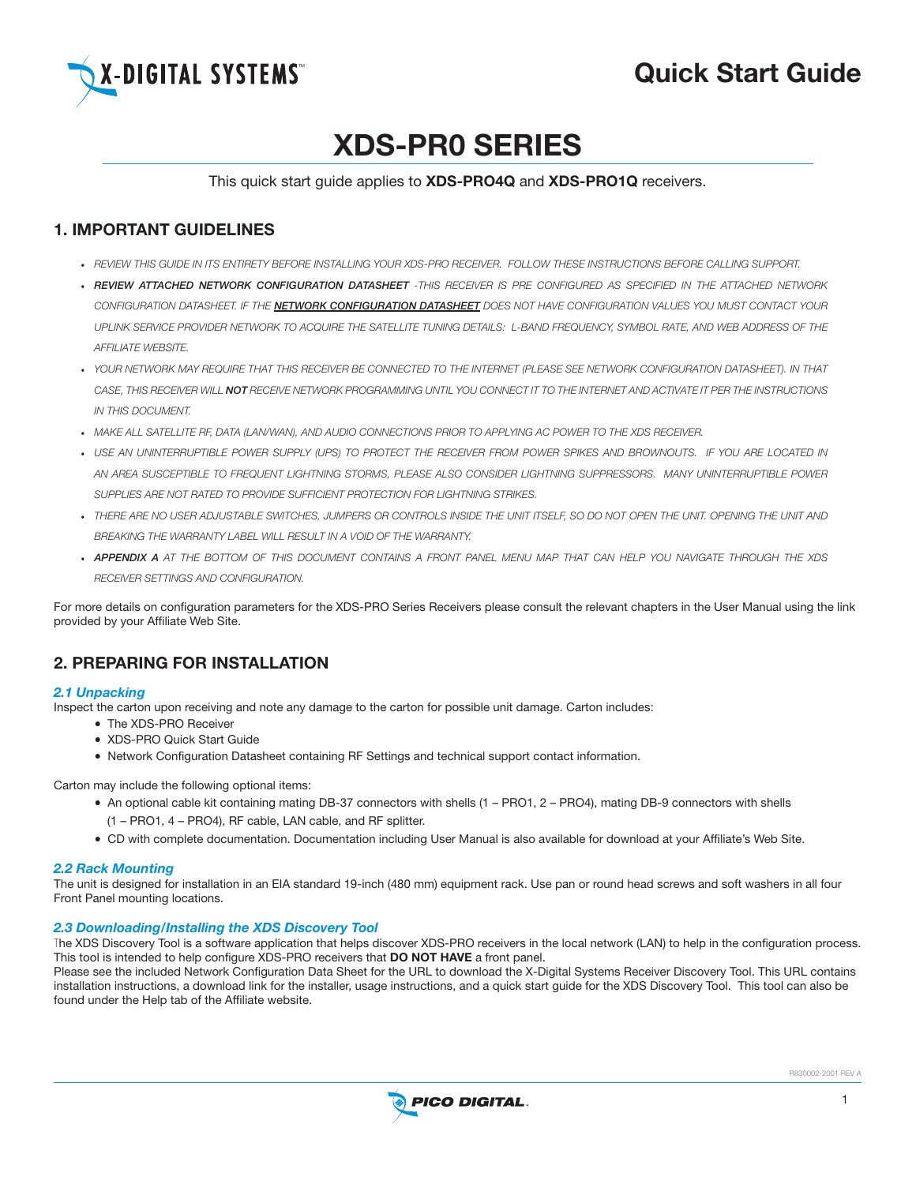X-DIGITAL SYSTEMS™

# Quick Start Guide

# XDS-PR0 SERIES

This quick start guide applies to **XDS-PRO4Q** and **XDS-PRO1Q** receivers.

## 1. IMPORTANT GUIDELINES

- *REVIEW THIS GUIDE IN ITS ENTIRETY BEFORE INSTALLING YOUR XDS-PRO RECEIVER. FOLLOW THESE INSTRUCTIONS BEFORE CALLING SUPPORT.*
- ***REVIEW ATTACHED NETWORK CONFIGURATION DATASHEET** -THIS RECEIVER IS PRE CONFIGURED AS SPECIFIED IN THE ATTACHED NETWORK CONFIGURATION DATASHEET. IF THE **NETWORK CONFIGURATION DATASHEET** DOES NOT HAVE CONFIGURATION VALUES YOU MUST CONTACT YOUR UPLINK SERVICE PROVIDER NETWORK TO ACQUIRE THE SATELLITE TUNING DETAILS: L-BAND FREQUENCY, SYMBOL RATE, AND WEB ADDRESS OF THE AFFILIATE WEBSITE.*
- *YOUR NETWORK MAY REQUIRE THAT THIS RECEIVER BE CONNECTED TO THE INTERNET (PLEASE SEE NETWORK CONFIGURATION DATASHEET). IN THAT CASE, THIS RECEIVER WILL **NOT** RECEIVE NETWORK PROGRAMMING UNTIL YOU CONNECT IT TO THE INTERNET AND ACTIVATE IT PER THE INSTRUCTIONS IN THIS DOCUMENT.*
- *MAKE ALL SATELLITE RF, DATA (LAN/WAN), AND AUDIO CONNECTIONS PRIOR TO APPLYING AC POWER TO THE XDS RECEIVER.*
- *USE AN UNINTERRUPTIBLE POWER SUPPLY (UPS) TO PROTECT THE RECEIVER FROM POWER SPIKES AND BROWNOUTS. IF YOU ARE LOCATED IN AN AREA SUSCEPTIBLE TO FREQUENT LIGHTNING STORMS, PLEASE ALSO CONSIDER LIGHTNING SUPPRESSORS. MANY UNINTERRUPTIBLE POWER SUPPLIES ARE NOT RATED TO PROVIDE SUFFICIENT PROTECTION FOR LIGHTNING STRIKES.*
- *THERE ARE NO USER ADJUSTABLE SWITCHES, JUMPERS OR CONTROLS INSIDE THE UNIT ITSELF, SO DO NOT OPEN THE UNIT. OPENING THE UNIT AND BREAKING THE WARRANTY LABEL WILL RESULT IN A VOID OF THE WARRANTY.*
- ***APPENDIX A** AT THE BOTTOM OF THIS DOCUMENT CONTAINS A FRONT PANEL MENU MAP THAT CAN HELP YOU NAVIGATE THROUGH THE XDS RECEIVER SETTINGS AND CONFIGURATION.*

For more details on configuration parameters for the XDS-PRO Series Receivers please consult the relevant chapters in the User Manual using the link provided by your Affiliate Web Site.

## 2. PREPARING FOR INSTALLATION

### *2.1 Unpacking*

Inspect the carton upon receiving and note any damage to the carton for possible unit damage. Carton includes:

- The XDS-PRO Receiver
- XDS-PRO Quick Start Guide
- Network Configuration Datasheet containing RF Settings and technical support contact information.

Carton may include the following optional items:

- An optional cable kit containing mating DB-37 connectors with shells (1 – PRO1, 2 – PRO4), mating DB-9 connectors with shells (1 – PRO1, 4 – PRO4), RF cable, LAN cable, and RF splitter.
- CD with complete documentation. Documentation including User Manual is also available for download at your Affiliate's Web Site.

### *2.2 Rack Mounting*

The unit is designed for installation in an EIA standard 19-inch (480 mm) equipment rack. Use pan or round head screws and soft washers in all four Front Panel mounting locations.

### *2.3 Downloading/Installing the XDS Discovery Tool*

The XDS Discovery Tool is a software application that helps discover XDS-PRO receivers in the local network (LAN) to help in the configuration process. This tool is intended to help configure XDS-PRO receivers that **DO NOT HAVE** a front panel.

Please see the included Network Configuration Data Sheet for the URL to download the X-Digital Systems Receiver Discovery Tool. This URL contains installation instructions, a download link for the installer, usage instructions, and a quick start guide for the XDS Discovery Tool. This tool can also be found under the Help tab of the Affiliate website.

R830002-2001 REV A

PICO DIGITAL.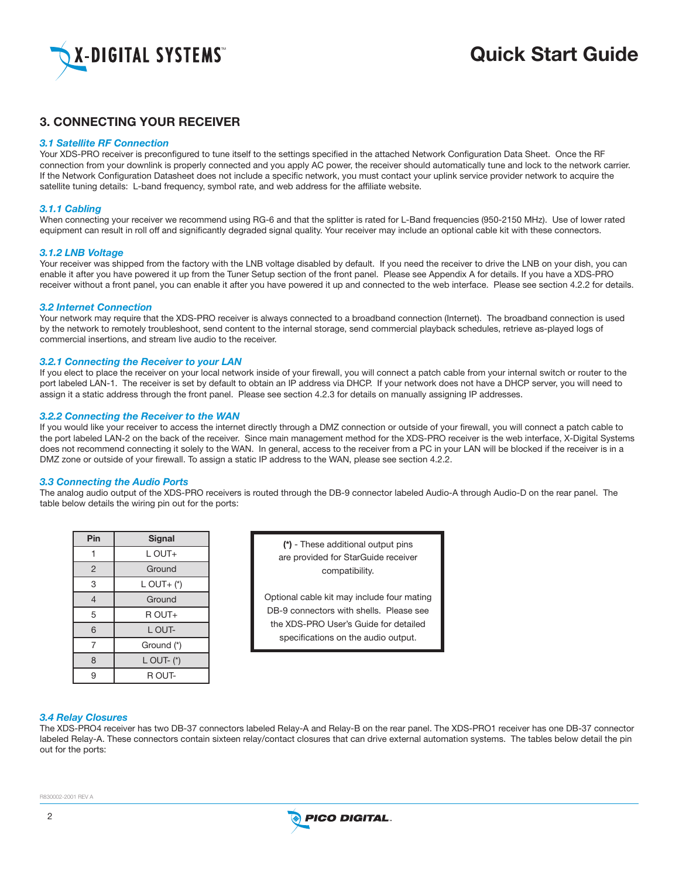## 3. CONNECTING YOUR RECEIVER

### *3.1 Satellite RF Connection*

Your XDS-PRO receiver is preconfigured to tune itself to the settings specified in the attached Network Configuration Data Sheet. Once the RF connection from your downlink is properly connected and you apply AC power, the receiver should automatically tune and lock to the network carrier. If the Network Configuration Datasheet does not include a specific network, you must contact your uplink service provider network to acquire the satellite tuning details: L-band frequency, symbol rate, and web address for the affiliate website.

### *3.1.1 Cabling*

When connecting your receiver we recommend using RG-6 and that the splitter is rated for L-Band frequencies (950-2150 MHz). Use of lower rated equipment can result in roll off and significantly degraded signal quality. Your receiver may include an optional cable kit with these connectors.

### *3.1.2 LNB Voltage*

Your receiver was shipped from the factory with the LNB voltage disabled by default. If you need the receiver to drive the LNB on your dish, you can enable it after you have powered it up from the Tuner Setup section of the front panel. Please see Appendix A for details. If you have a XDS-PRO receiver without a front panel, you can enable it after you have powered it up and connected to the web interface. Please see section 4.2.2 for details.

### *3.2 Internet Connection*

Your network may require that the XDS-PRO receiver is always connected to a broadband connection (Internet). The broadband connection is used by the network to remotely troubleshoot, send content to the internal storage, send commercial playback schedules, retrieve as-played logs of commercial insertions, and stream live audio to the receiver.

### *3.2.1 Connecting the Receiver to your LAN*

If you elect to place the receiver on your local network inside of your firewall, you will connect a patch cable from your internal switch or router to the port labeled LAN-1. The receiver is set by default to obtain an IP address via DHCP. If your network does not have a DHCP server, you will need to assign it a static address through the front panel. Please see section 4.2.3 for details on manually assigning IP addresses.

### *3.2.2 Connecting the Receiver to the WAN*

If you would like your receiver to access the internet directly through a DMZ connection or outside of your firewall, you will connect a patch cable to the port labeled LAN-2 on the back of the receiver. Since main management method for the XDS-PRO receiver is the web interface, X-Digital Systems does not recommend connecting it solely to the WAN. In general, access to the receiver from a PC in your LAN will be blocked if the receiver is in a DMZ zone or outside of your firewall. To assign a static IP address to the WAN, please see section 4.2.2.

### *3.3 Connecting the Audio Ports*

The analog audio output of the XDS-PRO receivers is routed through the DB-9 connector labeled Audio-A through Audio-D on the rear panel. The table below details the wiring pin out for the ports:

| Pin | Signal |
|---|---|
| 1 | L OUT+ |
| 2 | Ground |
| 3 | L OUT+ (*) |
| 4 | Ground |
| 5 | R OUT+ |
| 6 | L OUT- |
| 7 | Ground (*) |
| 8 | L OUT- (*) |
| 9 | R OUT- |

**(*)** - These additional output pins are provided for StarGuide receiver compatibility.

Optional cable kit may include four mating DB-9 connectors with shells. Please see the XDS-PRO User's Guide for detailed specifications on the audio output.

### *3.4 Relay Closures*

The XDS-PRO4 receiver has two DB-37 connectors labeled Relay-A and Relay-B on the rear panel. The XDS-PRO1 receiver has one DB-37 connector labeled Relay-A. These connectors contain sixteen relay/contact closures that can drive external automation systems. The tables below detail the pin out for the ports: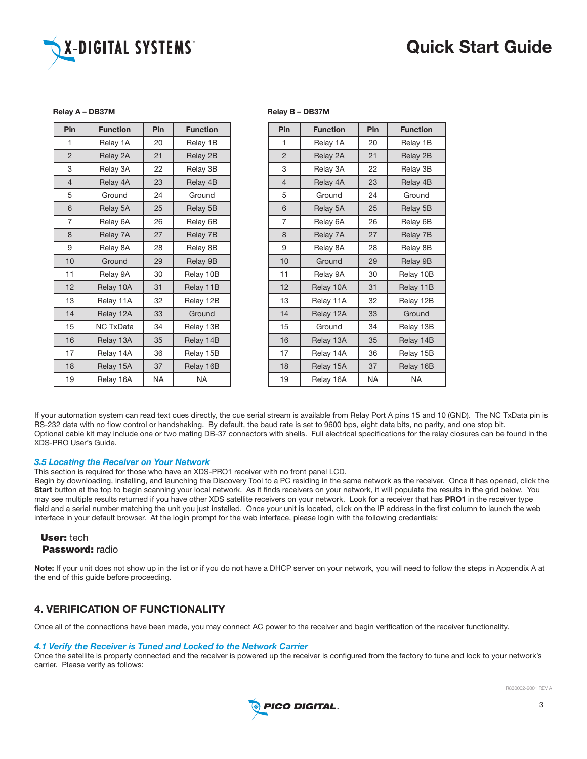**Relay A – DB37M**

| Pin | Function | Pin | Function |
| --- | --- | --- | --- |
| 1 | Relay 1A | 20 | Relay 1B |
| 2 | Relay 2A | 21 | Relay 2B |
| 3 | Relay 3A | 22 | Relay 3B |
| 4 | Relay 4A | 23 | Relay 4B |
| 5 | Ground | 24 | Ground |
| 6 | Relay 5A | 25 | Relay 5B |
| 7 | Relay 6A | 26 | Relay 6B |
| 8 | Relay 7A | 27 | Relay 7B |
| 9 | Relay 8A | 28 | Relay 8B |
| 10 | Ground | 29 | Relay 9B |
| 11 | Relay 9A | 30 | Relay 10B |
| 12 | Relay 10A | 31 | Relay 11B |
| 13 | Relay 11A | 32 | Relay 12B |
| 14 | Relay 12A | 33 | Ground |
| 15 | NC TxData | 34 | Relay 13B |
| 16 | Relay 13A | 35 | Relay 14B |
| 17 | Relay 14A | 36 | Relay 15B |
| 18 | Relay 15A | 37 | Relay 16B |
| 19 | Relay 16A | NA | NA |

**Relay B – DB37M**

| Pin | Function | Pin | Function |
| --- | --- | --- | --- |
| 1 | Relay 1A | 20 | Relay 1B |
| 2 | Relay 2A | 21 | Relay 2B |
| 3 | Relay 3A | 22 | Relay 3B |
| 4 | Relay 4A | 23 | Relay 4B |
| 5 | Ground | 24 | Ground |
| 6 | Relay 5A | 25 | Relay 5B |
| 7 | Relay 6A | 26 | Relay 6B |
| 8 | Relay 7A | 27 | Relay 7B |
| 9 | Relay 8A | 28 | Relay 8B |
| 10 | Ground | 29 | Relay 9B |
| 11 | Relay 9A | 30 | Relay 10B |
| 12 | Relay 10A | 31 | Relay 11B |
| 13 | Relay 11A | 32 | Relay 12B |
| 14 | Relay 12A | 33 | Ground |
| 15 | Ground | 34 | Relay 13B |
| 16 | Relay 13A | 35 | Relay 14B |
| 17 | Relay 14A | 36 | Relay 15B |
| 18 | Relay 15A | 37 | Relay 16B |
| 19 | Relay 16A | NA | NA |

If your automation system can read text cues directly, the cue serial stream is available from Relay Port A pins 15 and 10 (GND). The NC TxData pin is RS-232 data with no flow control or handshaking. By default, the baud rate is set to 9600 bps, eight data bits, no parity, and one stop bit. Optional cable kit may include one or two mating DB-37 connectors with shells. Full electrical specifications for the relay closures can be found in the XDS-PRO User's Guide.

### *3.5 Locating the Receiver on Your Network*

This section is required for those who have an XDS-PRO1 receiver with no front panel LCD.

Begin by downloading, installing, and launching the Discovery Tool to a PC residing in the same network as the receiver. Once it has opened, click the **Start** button at the top to begin scanning your local network. As it finds receivers on your network, it will populate the results in the grid below. You may see multiple results returned if you have other XDS satellite receivers on your network. Look for a receiver that has **PRO1** in the receiver type field and a serial number matching the unit you just installed. Once your unit is located, click on the IP address in the first column to launch the web interface in your default browser. At the login prompt for the web interface, please login with the following credentials:

**User:** tech
**Password:** radio

**Note:** If your unit does not show up in the list or if you do not have a DHCP server on your network, you will need to follow the steps in Appendix A at the end of this guide before proceeding.

## 4. VERIFICATION OF FUNCTIONALITY

Once all of the connections have been made, you may connect AC power to the receiver and begin verification of the receiver functionality.

### *4.1 Verify the Receiver is Tuned and Locked to the Network Carrier*

Once the satellite is properly connected and the receiver is powered up the receiver is configured from the factory to tune and lock to your network's carrier. Please verify as follows:

R830002-2001 REV A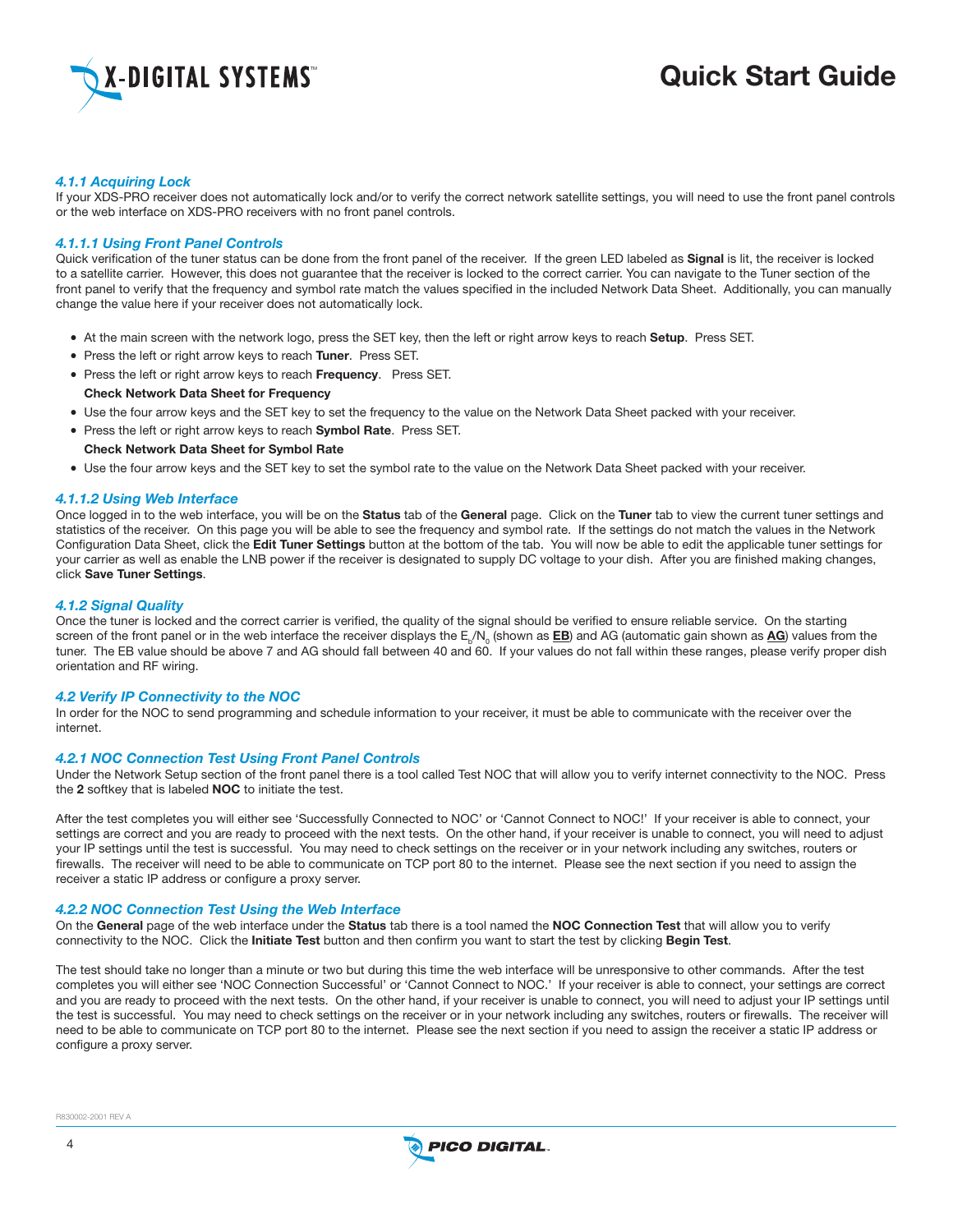#### 4.1.1 Acquiring Lock

If your XDS-PRO receiver does not automatically lock and/or to verify the correct network satellite settings, you will need to use the front panel controls or the web interface on XDS-PRO receivers with no front panel controls.

##### 4.1.1.1 Using Front Panel Controls

Quick verification of the tuner status can be done from the front panel of the receiver. If the green LED labeled as **Signal** is lit, the receiver is locked to a satellite carrier. However, this does not guarantee that the receiver is locked to the correct carrier. You can navigate to the Tuner section of the front panel to verify that the frequency and symbol rate match the values specified in the included Network Data Sheet. Additionally, you can manually change the value here if your receiver does not automatically lock.

- At the main screen with the network logo, press the SET key, then the left or right arrow keys to reach **Setup**. Press SET.
- Press the left or right arrow keys to reach **Tuner**. Press SET.
- Press the left or right arrow keys to reach **Frequency**. Press SET.

  **Check Network Data Sheet for Frequency**
- Use the four arrow keys and the SET key to set the frequency to the value on the Network Data Sheet packed with your receiver.
- Press the left or right arrow keys to reach **Symbol Rate**. Press SET.

  **Check Network Data Sheet for Symbol Rate**
- Use the four arrow keys and the SET key to set the symbol rate to the value on the Network Data Sheet packed with your receiver.

##### 4.1.1.2 Using Web Interface

Once logged in to the web interface, you will be on the **Status** tab of the **General** page. Click on the **Tuner** tab to view the current tuner settings and statistics of the receiver. On this page you will be able to see the frequency and symbol rate. If the settings do not match the values in the Network Configuration Data Sheet, click the **Edit Tuner Settings** button at the bottom of the tab. You will now be able to edit the applicable tuner settings for your carrier as well as enable the LNB power if the receiver is designated to supply DC voltage to your dish. After you are finished making changes, click **Save Tuner Settings**.

#### 4.1.2 Signal Quality

Once the tuner is locked and the correct carrier is verified, the quality of the signal should be verified to ensure reliable service. On the starting screen of the front panel or in the web interface the receiver displays the $E_b/N_0$ (shown as **EB**) and AG (automatic gain shown as **AG**) values from the tuner. The EB value should be above 7 and AG should fall between 40 and 60. If your values do not fall within these ranges, please verify proper dish orientation and RF wiring.

### 4.2 Verify IP Connectivity to the NOC

In order for the NOC to send programming and schedule information to your receiver, it must be able to communicate with the receiver over the internet.

#### 4.2.1 NOC Connection Test Using Front Panel Controls

Under the Network Setup section of the front panel there is a tool called Test NOC that will allow you to verify internet connectivity to the NOC. Press the **2** softkey that is labeled **NOC** to initiate the test.

After the test completes you will either see 'Successfully Connected to NOC' or 'Cannot Connect to NOC!' If your receiver is able to connect, your settings are correct and you are ready to proceed with the next tests. On the other hand, if your receiver is unable to connect, you will need to adjust your IP settings until the test is successful. You may need to check settings on the receiver or in your network including any switches, routers or firewalls. The receiver will need to be able to communicate on TCP port 80 to the internet. Please see the next section if you need to assign the receiver a static IP address or configure a proxy server.

#### 4.2.2 NOC Connection Test Using the Web Interface

On the **General** page of the web interface under the **Status** tab there is a tool named the **NOC Connection Test** that will allow you to verify connectivity to the NOC. Click the **Initiate Test** button and then confirm you want to start the test by clicking **Begin Test**.

The test should take no longer than a minute or two but during this time the web interface will be unresponsive to other commands. After the test completes you will either see 'NOC Connection Successful' or 'Cannot Connect to NOC.' If your receiver is able to connect, your settings are correct and you are ready to proceed with the next tests. On the other hand, if your receiver is unable to connect, you will need to adjust your IP settings until the test is successful. You may need to check settings on the receiver or in your network including any switches, routers or firewalls. The receiver will need to be able to communicate on TCP port 80 to the internet. Please see the next section if you need to assign the receiver a static IP address or configure a proxy server.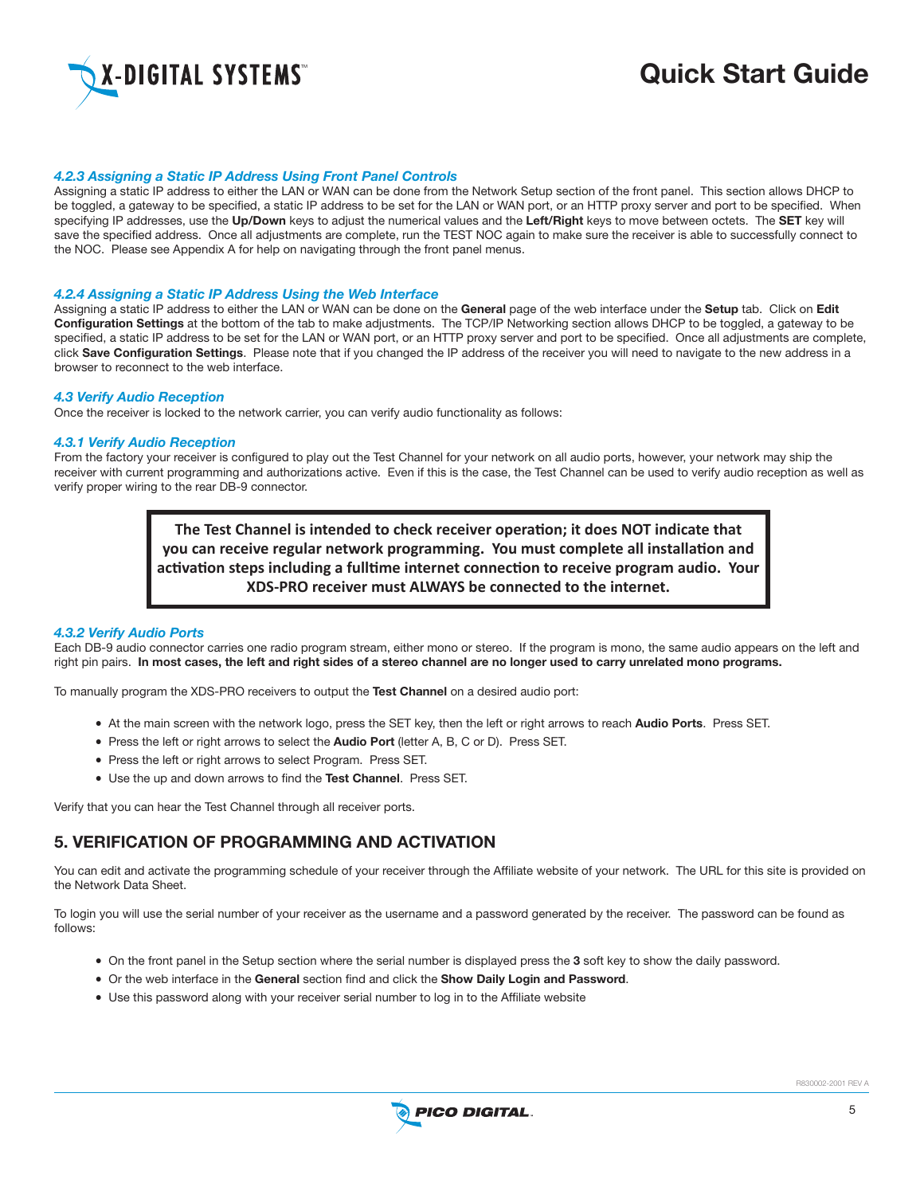#### *4.2.3 Assigning a Static IP Address Using Front Panel Controls*

Assigning a static IP address to either the LAN or WAN can be done from the Network Setup section of the front panel. This section allows DHCP to be toggled, a gateway to be specified, a static IP address to be set for the LAN or WAN port, or an HTTP proxy server and port to be specified. When specifying IP addresses, use the **Up/Down** keys to adjust the numerical values and the **Left/Right** keys to move between octets. The **SET** key will save the specified address. Once all adjustments are complete, run the TEST NOC again to make sure the receiver is able to successfully connect to the NOC. Please see Appendix A for help on navigating through the front panel menus.

#### *4.2.4 Assigning a Static IP Address Using the Web Interface*

Assigning a static IP address to either the LAN or WAN can be done on the **General** page of the web interface under the **Setup** tab. Click on **Edit Configuration Settings** at the bottom of the tab to make adjustments. The TCP/IP Networking section allows DHCP to be toggled, a gateway to be specified, a static IP address to be set for the LAN or WAN port, or an HTTP proxy server and port to be specified. Once all adjustments are complete, click **Save Configuration Settings**. Please note that if you changed the IP address of the receiver you will need to navigate to the new address in a browser to reconnect to the web interface.

### *4.3 Verify Audio Reception*

Once the receiver is locked to the network carrier, you can verify audio functionality as follows:

#### *4.3.1 Verify Audio Reception*

From the factory your receiver is configured to play out the Test Channel for your network on all audio ports, however, your network may ship the receiver with current programming and authorizations active. Even if this is the case, the Test Channel can be used to verify audio reception as well as verify proper wiring to the rear DB-9 connector.

> **The Test Channel is intended to check receiver operation; it does NOT indicate that you can receive regular network programming. You must complete all installation and activation steps including a fulltime internet connection to receive program audio. Your XDS-PRO receiver must ALWAYS be connected to the internet.**

#### *4.3.2 Verify Audio Ports*

Each DB-9 audio connector carries one radio program stream, either mono or stereo. If the program is mono, the same audio appears on the left and right pin pairs. **In most cases, the left and right sides of a stereo channel are no longer used to carry unrelated mono programs.**

To manually program the XDS-PRO receivers to output the **Test Channel** on a desired audio port:

- At the main screen with the network logo, press the SET key, then the left or right arrows to reach **Audio Ports**. Press SET.
- Press the left or right arrows to select the **Audio Port** (letter A, B, C or D). Press SET.
- Press the left or right arrows to select Program. Press SET.
- Use the up and down arrows to find the **Test Channel**. Press SET.

Verify that you can hear the Test Channel through all receiver ports.

## 5. VERIFICATION OF PROGRAMMING AND ACTIVATION

You can edit and activate the programming schedule of your receiver through the Affiliate website of your network. The URL for this site is provided on the Network Data Sheet.

To login you will use the serial number of your receiver as the username and a password generated by the receiver. The password can be found as follows:

- On the front panel in the Setup section where the serial number is displayed press the **3** soft key to show the daily password.
- Or the web interface in the **General** section find and click the **Show Daily Login and Password**.
- Use this password along with your receiver serial number to log in to the Affiliate website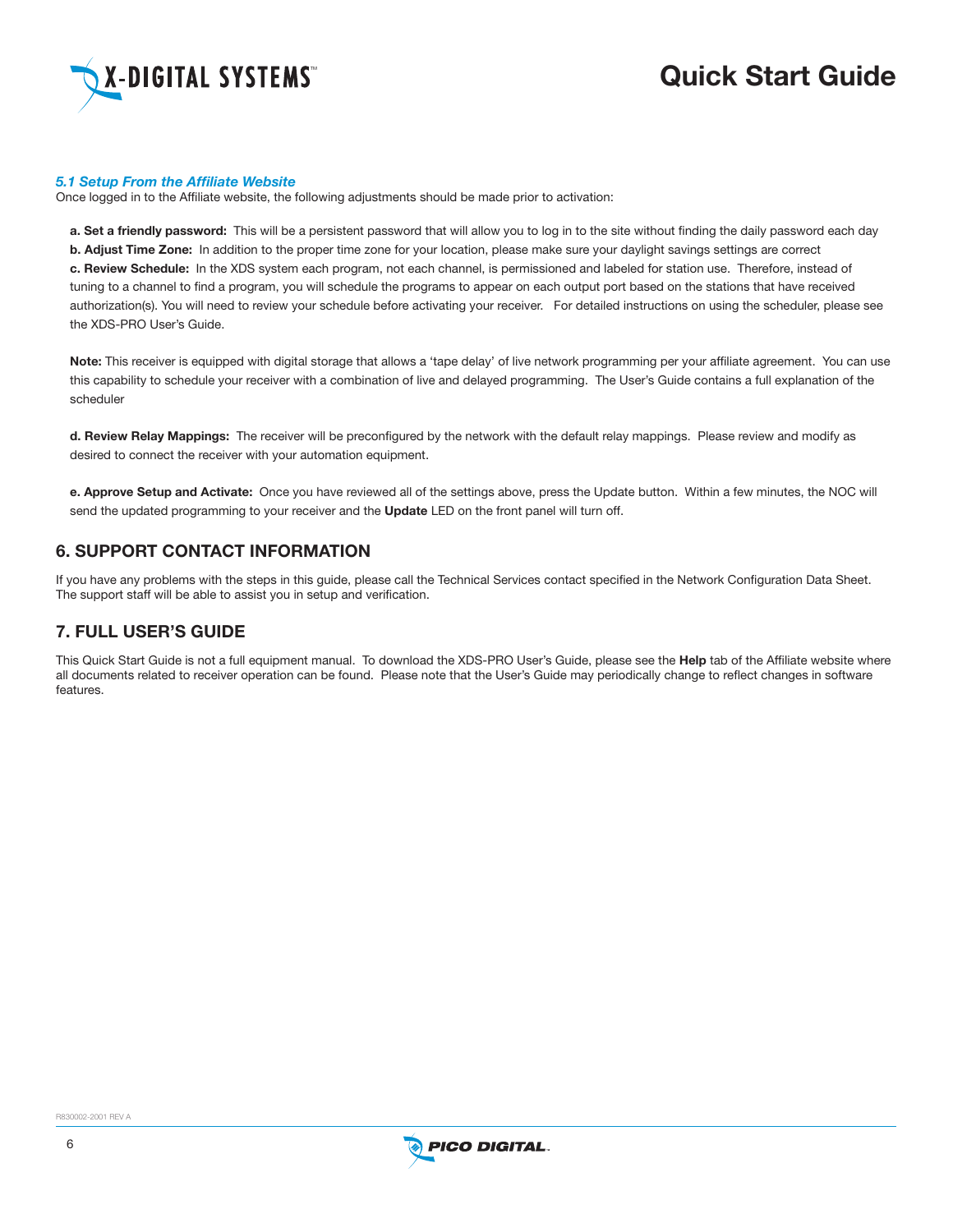### *5.1 Setup From the Affiliate Website*

Once logged in to the Affiliate website, the following adjustments should be made prior to activation:

**a. Set a friendly password:** This will be a persistent password that will allow you to log in to the site without finding the daily password each day
**b. Adjust Time Zone:** In addition to the proper time zone for your location, please make sure your daylight savings settings are correct
**c. Review Schedule:** In the XDS system each program, not each channel, is permissioned and labeled for station use. Therefore, instead of tuning to a channel to find a program, you will schedule the programs to appear on each output port based on the stations that have received authorization(s). You will need to review your schedule before activating your receiver. For detailed instructions on using the scheduler, please see the XDS-PRO User's Guide.

**Note:** This receiver is equipped with digital storage that allows a 'tape delay' of live network programming per your affiliate agreement. You can use this capability to schedule your receiver with a combination of live and delayed programming. The User's Guide contains a full explanation of the scheduler

**d. Review Relay Mappings:** The receiver will be preconfigured by the network with the default relay mappings. Please review and modify as desired to connect the receiver with your automation equipment.

**e. Approve Setup and Activate:** Once you have reviewed all of the settings above, press the Update button. Within a few minutes, the NOC will send the updated programming to your receiver and the **Update** LED on the front panel will turn off.

## 6. SUPPORT CONTACT INFORMATION

If you have any problems with the steps in this guide, please call the Technical Services contact specified in the Network Configuration Data Sheet. The support staff will be able to assist you in setup and verification.

## 7. FULL USER'S GUIDE

This Quick Start Guide is not a full equipment manual. To download the XDS-PRO User's Guide, please see the **Help** tab of the Affiliate website where all documents related to receiver operation can be found. Please note that the User's Guide may periodically change to reflect changes in software features.

R830002-2001 REV A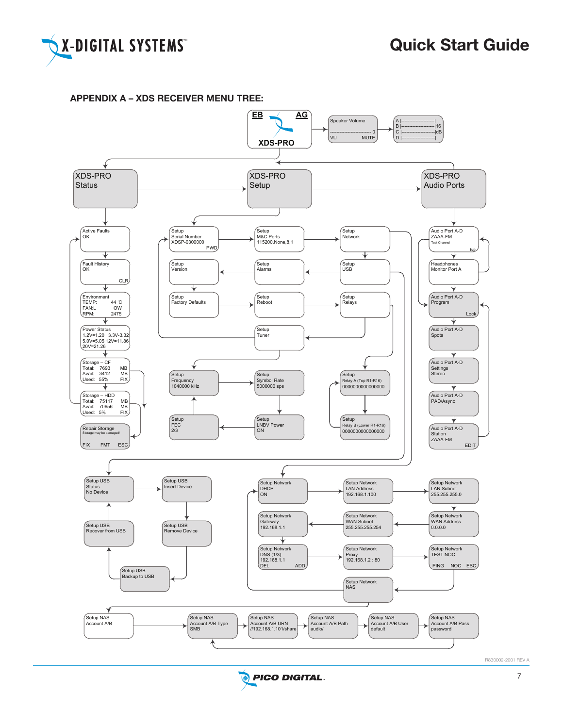## APPENDIX A – XDS RECEIVER MENU TREE:

**EB** **AG**

**XDS-PRO**

Speaker Volume
------------------------- 0
VU MUTE

A |---------------------|
B |---------------------|16
C |---------------------|dB
D |---------------------|

XDS-PRO Status

XDS-PRO Setup

XDS-PRO Audio Ports

Active Faults
OK

Fault History
OK
CLR

Environment
TEMP: 44 'C
FAN:L OW
RPM: 2475

Power Status
1.2V=1.20 3.3V-3.32
5.0V=5.05 12V=11.86
20V=21.26

Storage – CF
Total: 7693 MB
Avail: 3412 MB
Used: 55% FIX

Storage – HDD
Total: 75117 MB
Avail: 70656 MB
Used: 5% FIX

Repair Storage
Storage may be damaged!
FIX FMT ESC

Setup
Serial Number
XDSP-0300000
PWD

Setup
M&C Ports
115200,None,8,1

Setup
Network

Setup
Version

Setup
Alarms

Setup
USB

Setup
Factory Defaults

Setup
Reboot

Setup
Relays

Setup
Tuner

Setup
Frequency
1040000 kHz

Setup
Symbol Rate
5000000 sps

Setup
Relay A (Top R1-R16)
0000000000000000

Setup
FEC
2/3

Setup
LNBV Power
ON

Setup
Relay B (Lower R1-R16)
0000000000000000

Audio Port A-D
ZAAA-FM
Test Channel
h/p

Headphones
Monitor Port A

Audio Port A-D
Program
Lock

Audio Port A-D
Spots

Audio Port A-D
Settings
Stereo

Audio Port A-D
PAD/Async

Audio Port A-D
Station
ZAAA-FM
EDIT

Setup USB
Status
No Device

Setup USB
Insert Device

Setup USB
Recover from USB

Setup USB
Remove Device

Setup USB
Backup to USB

Setup Network
DHCP
ON

Setup Network
LAN Address
192.168.1.100

Setup Network
LAN Subnet
255.255.255.0

Setup Network
Gateway
192.168.1.1

Setup Network
WAN Subnet
255.255.255.254

Setup Network
WAN Address
0.0.0.0

Setup Network
DNS (1/3)
192.168.1.1
DEL ADD

Setup Network
Proxy
192.168.1.2 : 80

Setup Network
TEST NOC
PING NOC ESC

Setup Network
NAS

Setup NAS
Account A/B

Setup NAS
Account A/B Type
SMB

Setup NAS
Account A/B URN
//192.168.1.101/share

Setup NAS
Account A/B Path
audio/

Setup NAS
Account A/B User
default

Setup NAS
Account A/B Pass
password

R830002-2001 REV A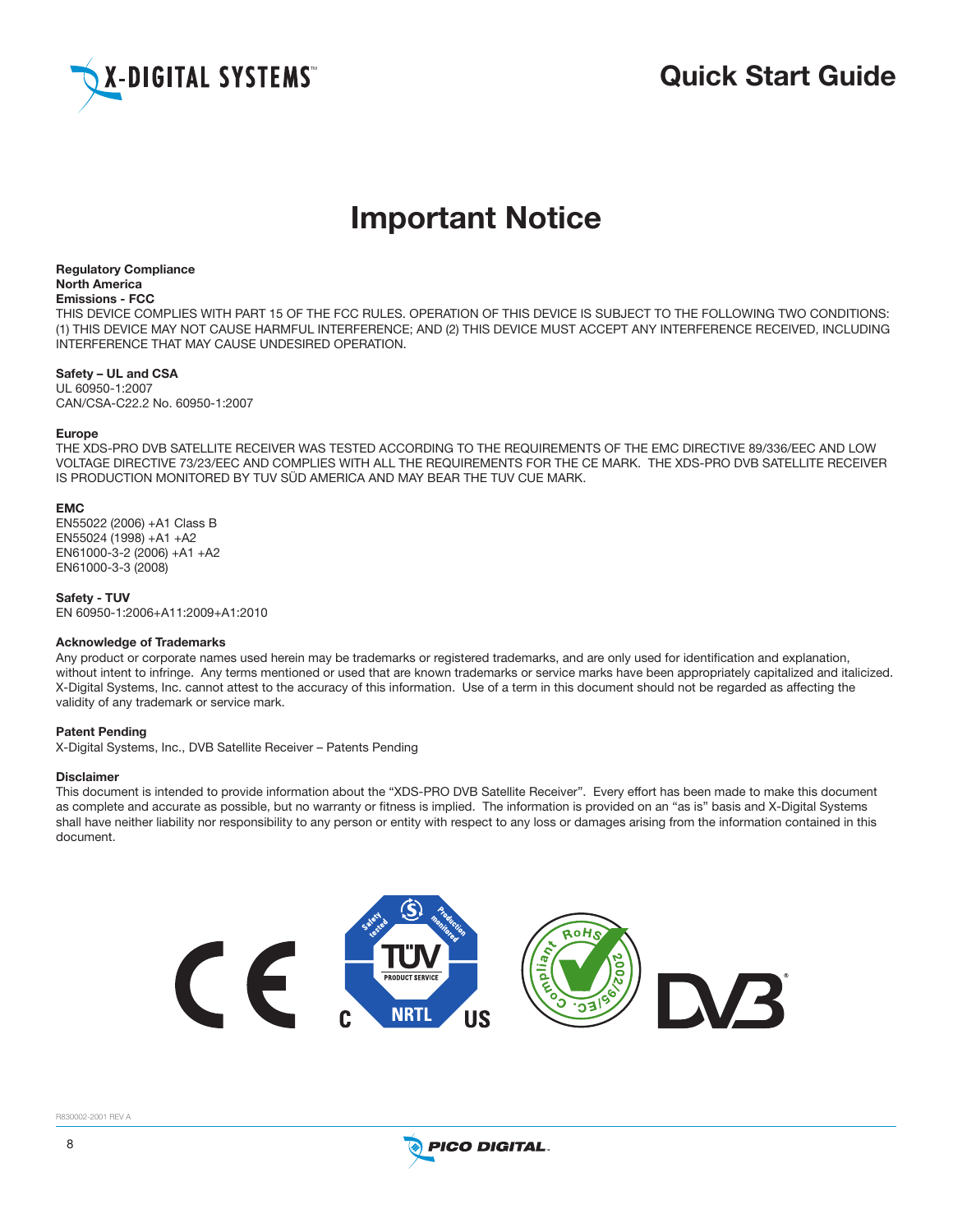# Important Notice

**Regulatory Compliance**
**North America**
**Emissions - FCC**
THIS DEVICE COMPLIES WITH PART 15 OF THE FCC RULES. OPERATION OF THIS DEVICE IS SUBJECT TO THE FOLLOWING TWO CONDITIONS: (1) THIS DEVICE MAY NOT CAUSE HARMFUL INTERFERENCE; AND (2) THIS DEVICE MUST ACCEPT ANY INTERFERENCE RECEIVED, INCLUDING INTERFERENCE THAT MAY CAUSE UNDESIRED OPERATION.

**Safety – UL and CSA**
UL 60950-1:2007
CAN/CSA-C22.2 No. 60950-1:2007

**Europe**
THE XDS-PRO DVB SATELLITE RECEIVER WAS TESTED ACCORDING TO THE REQUIREMENTS OF THE EMC DIRECTIVE 89/336/EEC AND LOW VOLTAGE DIRECTIVE 73/23/EEC AND COMPLIES WITH ALL THE REQUIREMENTS FOR THE CE MARK. THE XDS-PRO DVB SATELLITE RECEIVER IS PRODUCTION MONITORED BY TUV SÜD AMERICA AND MAY BEAR THE TUV CUE MARK.

**EMC**
EN55022 (2006) +A1 Class B
EN55024 (1998) +A1 +A2
EN61000-3-2 (2006) +A1 +A2
EN61000-3-3 (2008)

**Safety - TUV**
EN 60950-1:2006+A11:2009+A1:2010

**Acknowledge of Trademarks**
Any product or corporate names used herein may be trademarks or registered trademarks, and are only used for identification and explanation, without intent to infringe. Any terms mentioned or used that are known trademarks or service marks have been appropriately capitalized and italicized. X-Digital Systems, Inc. cannot attest to the accuracy of this information. Use of a term in this document should not be regarded as affecting the validity of any trademark or service mark.

**Patent Pending**
X-Digital Systems, Inc., DVB Satellite Receiver – Patents Pending

**Disclaimer**
This document is intended to provide information about the "XDS-PRO DVB Satellite Receiver". Every effort has been made to make this document as complete and accurate as possible, but no warranty or fitness is implied. The information is provided on an "as is" basis and X-Digital Systems shall have neither liability nor responsibility to any person or entity with respect to any loss or damages arising from the information contained in this document.

R830002-2001 REV A